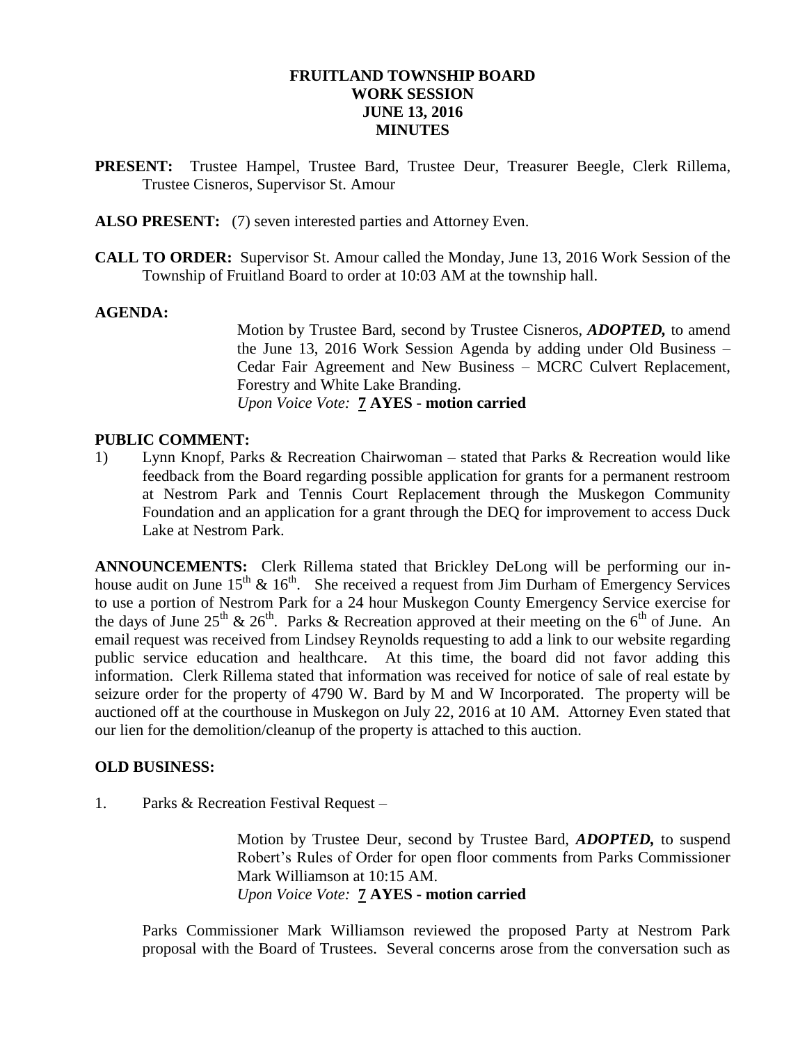# FRUITLAND TOWNSHIP BOARD
# WORK SESSION
# JUNE 13, 2016
# MINUTES

**PRESENT:** Trustee Hampel, Trustee Bard, Trustee Deur, Treasurer Beegle, Clerk Rillema, Trustee Cisneros, Supervisor St. Amour

**ALSO PRESENT:** (7) seven interested parties and Attorney Even.

**CALL TO ORDER:** Supervisor St. Amour called the Monday, June 13, 2016 Work Session of the Township of Fruitland Board to order at 10:03 AM at the township hall.

**AGENDA:**

> Motion by Trustee Bard, second by Trustee Cisneros, ***ADOPTED,*** to amend the June 13, 2016 Work Session Agenda by adding under Old Business – Cedar Fair Agreement and New Business – MCRC Culvert Replacement, Forestry and White Lake Branding.
> *Upon Voice Vote:* **7 AYES - motion carried**

**PUBLIC COMMENT:**

1) Lynn Knopf, Parks & Recreation Chairwoman – stated that Parks & Recreation would like feedback from the Board regarding possible application for grants for a permanent restroom at Nestrom Park and Tennis Court Replacement through the Muskegon Community Foundation and an application for a grant through the DEQ for improvement to access Duck Lake at Nestrom Park.

**ANNOUNCEMENTS:** Clerk Rillema stated that Brickley DeLong will be performing our in-house audit on June 15th & 16th. She received a request from Jim Durham of Emergency Services to use a portion of Nestrom Park for a 24 hour Muskegon County Emergency Service exercise for the days of June 25th & 26th. Parks & Recreation approved at their meeting on the 6th of June. An email request was received from Lindsey Reynolds requesting to add a link to our website regarding public service education and healthcare. At this time, the board did not favor adding this information. Clerk Rillema stated that information was received for notice of sale of real estate by seizure order for the property of 4790 W. Bard by M and W Incorporated. The property will be auctioned off at the courthouse in Muskegon on July 22, 2016 at 10 AM. Attorney Even stated that our lien for the demolition/cleanup of the property is attached to this auction.

**OLD BUSINESS:**

1. Parks & Recreation Festival Request –

> Motion by Trustee Deur, second by Trustee Bard, ***ADOPTED,*** to suspend Robert's Rules of Order for open floor comments from Parks Commissioner Mark Williamson at 10:15 AM.
> *Upon Voice Vote:* **7 AYES - motion carried**

Parks Commissioner Mark Williamson reviewed the proposed Party at Nestrom Park proposal with the Board of Trustees. Several concerns arose from the conversation such as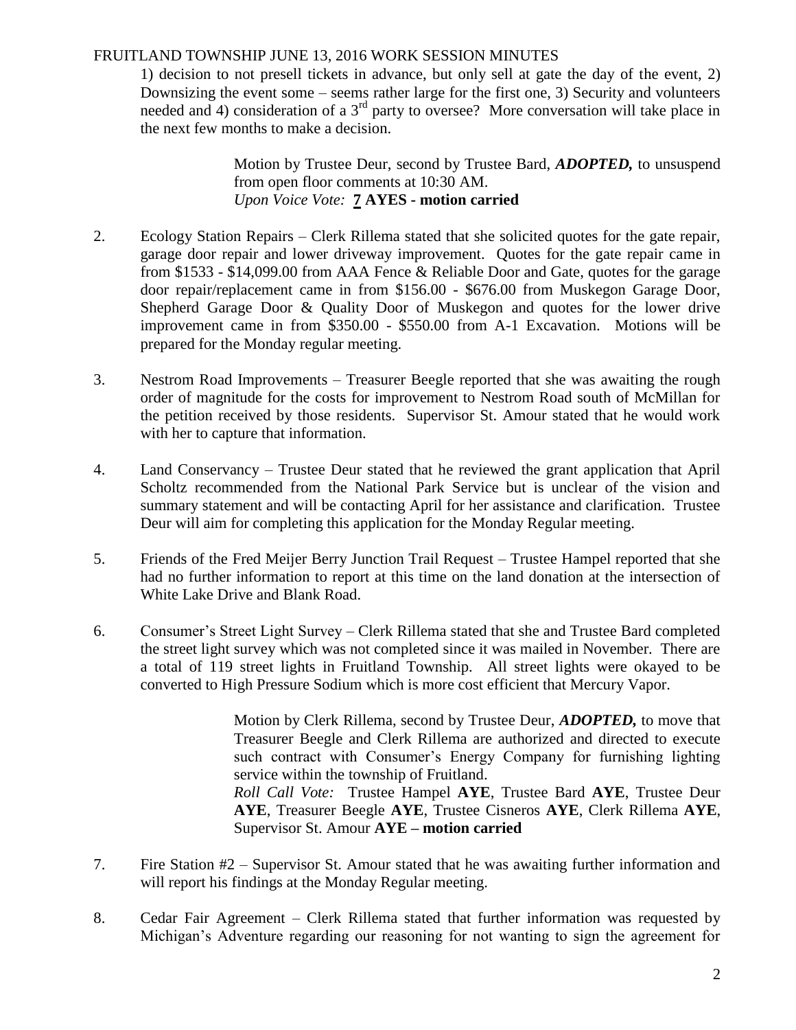1) decision to not presell tickets in advance, but only sell at gate the day of the event, 2) Downsizing the event some – seems rather large for the first one, 3) Security and volunteers needed and 4) consideration of a 3rd party to oversee? More conversation will take place in the next few months to make a decision.

> Motion by Trustee Deur, second by Trustee Bard, ***ADOPTED,*** to unsuspend from open floor comments at 10:30 AM.
> *Upon Voice Vote:* **7 AYES - motion carried**

2. Ecology Station Repairs – Clerk Rillema stated that she solicited quotes for the gate repair, garage door repair and lower driveway improvement. Quotes for the gate repair came in from $1533 - $14,099.00 from AAA Fence & Reliable Door and Gate, quotes for the garage door repair/replacement came in from $156.00 - $676.00 from Muskegon Garage Door, Shepherd Garage Door & Quality Door of Muskegon and quotes for the lower drive improvement came in from $350.00 - $550.00 from A-1 Excavation. Motions will be prepared for the Monday regular meeting.

3. Nestrom Road Improvements – Treasurer Beegle reported that she was awaiting the rough order of magnitude for the costs for improvement to Nestrom Road south of McMillan for the petition received by those residents. Supervisor St. Amour stated that he would work with her to capture that information.

4. Land Conservancy – Trustee Deur stated that he reviewed the grant application that April Scholtz recommended from the National Park Service but is unclear of the vision and summary statement and will be contacting April for her assistance and clarification. Trustee Deur will aim for completing this application for the Monday Regular meeting.

5. Friends of the Fred Meijer Berry Junction Trail Request – Trustee Hampel reported that she had no further information to report at this time on the land donation at the intersection of White Lake Drive and Blank Road.

6. Consumer's Street Light Survey – Clerk Rillema stated that she and Trustee Bard completed the street light survey which was not completed since it was mailed in November. There are a total of 119 street lights in Fruitland Township. All street lights were okayed to be converted to High Pressure Sodium which is more cost efficient that Mercury Vapor.

> Motion by Clerk Rillema, second by Trustee Deur, ***ADOPTED,*** to move that Treasurer Beegle and Clerk Rillema are authorized and directed to execute such contract with Consumer's Energy Company for furnishing lighting service within the township of Fruitland.
> *Roll Call Vote:* Trustee Hampel **AYE**, Trustee Bard **AYE**, Trustee Deur **AYE**, Treasurer Beegle **AYE**, Trustee Cisneros **AYE**, Clerk Rillema **AYE**, Supervisor St. Amour **AYE – motion carried**

7. Fire Station #2 – Supervisor St. Amour stated that he was awaiting further information and will report his findings at the Monday Regular meeting.

8. Cedar Fair Agreement – Clerk Rillema stated that further information was requested by Michigan's Adventure regarding our reasoning for not wanting to sign the agreement for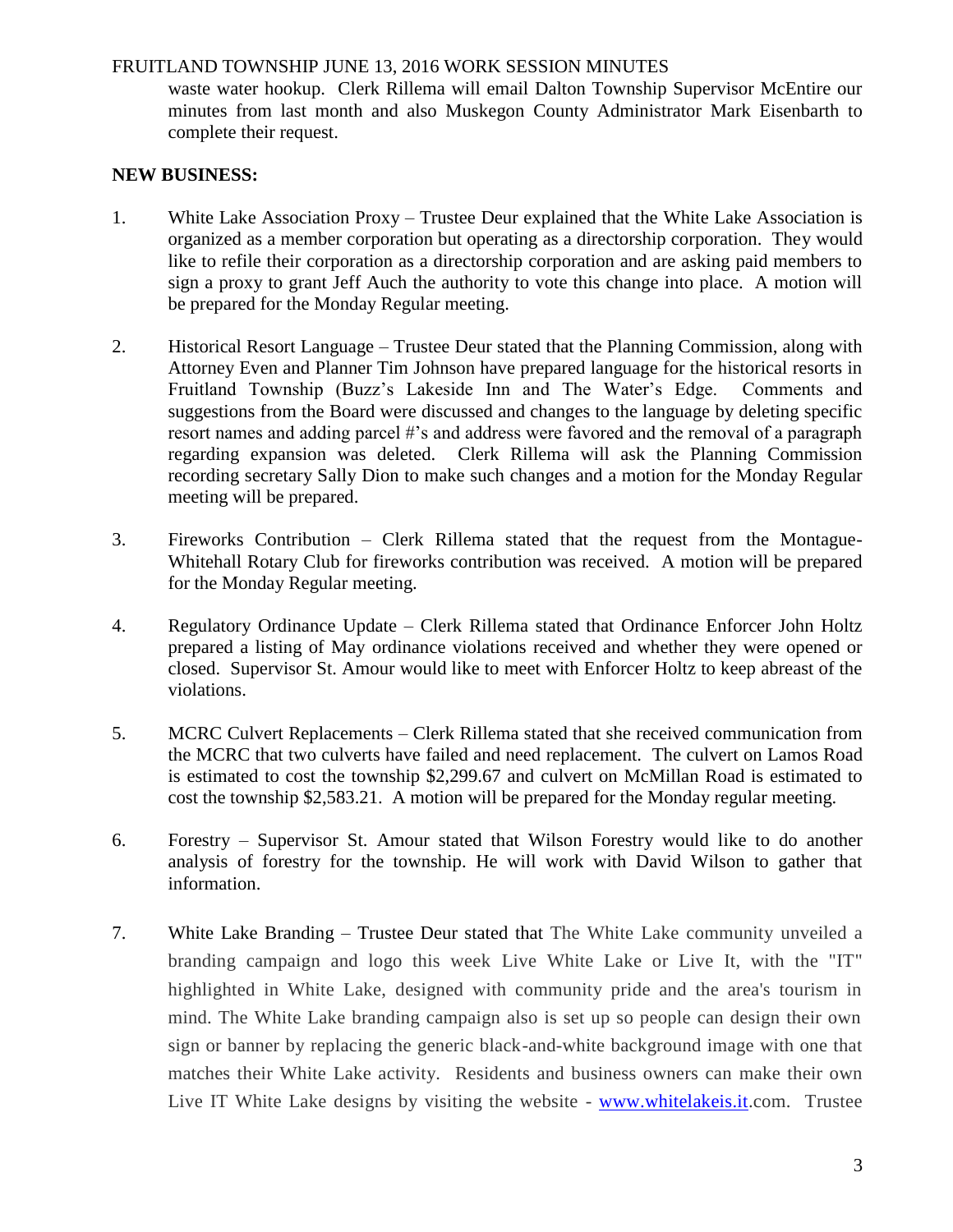waste water hookup. Clerk Rillema will email Dalton Township Supervisor McEntire our minutes from last month and also Muskegon County Administrator Mark Eisenbarth to complete their request.

**NEW BUSINESS:**

1. White Lake Association Proxy – Trustee Deur explained that the White Lake Association is organized as a member corporation but operating as a directorship corporation. They would like to refile their corporation as a directorship corporation and are asking paid members to sign a proxy to grant Jeff Auch the authority to vote this change into place. A motion will be prepared for the Monday Regular meeting.

2. Historical Resort Language – Trustee Deur stated that the Planning Commission, along with Attorney Even and Planner Tim Johnson have prepared language for the historical resorts in Fruitland Township (Buzz's Lakeside Inn and The Water's Edge. Comments and suggestions from the Board were discussed and changes to the language by deleting specific resort names and adding parcel #'s and address were favored and the removal of a paragraph regarding expansion was deleted. Clerk Rillema will ask the Planning Commission recording secretary Sally Dion to make such changes and a motion for the Monday Regular meeting will be prepared.

3. Fireworks Contribution – Clerk Rillema stated that the request from the Montague-Whitehall Rotary Club for fireworks contribution was received. A motion will be prepared for the Monday Regular meeting.

4. Regulatory Ordinance Update – Clerk Rillema stated that Ordinance Enforcer John Holtz prepared a listing of May ordinance violations received and whether they were opened or closed. Supervisor St. Amour would like to meet with Enforcer Holtz to keep abreast of the violations.

5. MCRC Culvert Replacements – Clerk Rillema stated that she received communication from the MCRC that two culverts have failed and need replacement. The culvert on Lamos Road is estimated to cost the township $2,299.67 and culvert on McMillan Road is estimated to cost the township $2,583.21. A motion will be prepared for the Monday regular meeting.

6. Forestry – Supervisor St. Amour stated that Wilson Forestry would like to do another analysis of forestry for the township. He will work with David Wilson to gather that information.

7. White Lake Branding – Trustee Deur stated that The White Lake community unveiled a branding campaign and logo this week Live White Lake or Live It, with the "IT" highlighted in White Lake, designed with community pride and the area's tourism in mind. The White Lake branding campaign also is set up so people can design their own sign or banner by replacing the generic black-and-white background image with one that matches their White Lake activity. Residents and business owners can make their own Live IT White Lake designs by visiting the website - [www.whitelakeis.it](http://www.whitelakeis.it).com. Trustee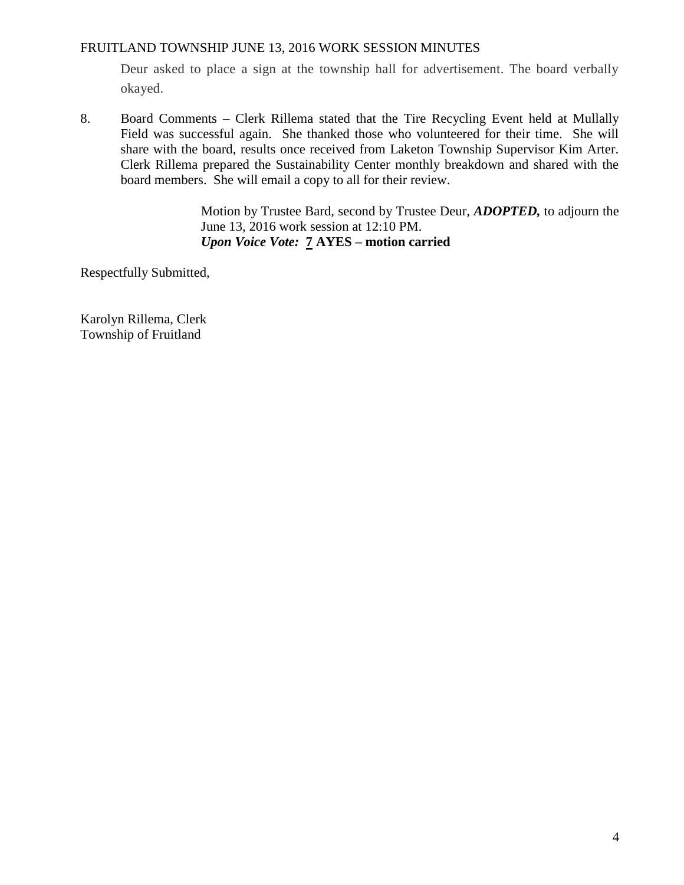Deur asked to place a sign at the township hall for advertisement. The board verbally okayed.

8. Board Comments – Clerk Rillema stated that the Tire Recycling Event held at Mullally Field was successful again. She thanked those who volunteered for their time. She will share with the board, results once received from Laketon Township Supervisor Kim Arter. Clerk Rillema prepared the Sustainability Center monthly breakdown and shared with the board members. She will email a copy to all for their review.

> Motion by Trustee Bard, second by Trustee Deur, ***ADOPTED,*** to adjourn the June 13, 2016 work session at 12:10 PM.
> ***Upon Voice Vote:*** **7 AYES – motion carried**

Respectfully Submitted,

Karolyn Rillema, Clerk
Township of Fruitland